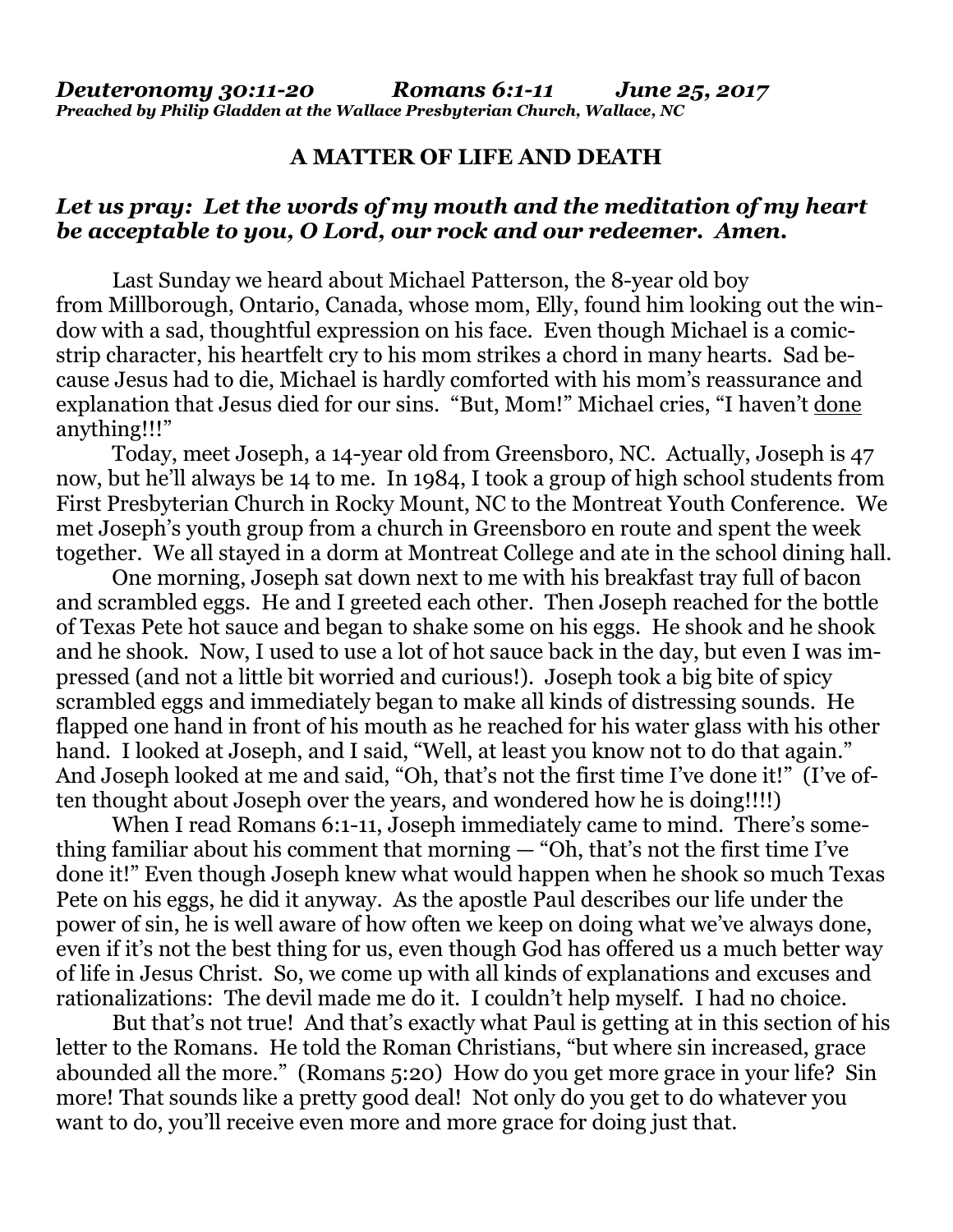***Deuteronomy 30:11-20 Romans 6:1-11 June 25, 2017***
***Preached by Philip Gladden at the Wallace Presbyterian Church, Wallace, NC***

# A MATTER OF LIFE AND DEATH

***Let us pray: Let the words of my mouth and the meditation of my heart be acceptable to you, O Lord, our rock and our redeemer. Amen.***

Last Sunday we heard about Michael Patterson, the 8-year old boy from Millborough, Ontario, Canada, whose mom, Elly, found him looking out the window with a sad, thoughtful expression on his face. Even though Michael is a comic-strip character, his heartfelt cry to his mom strikes a chord in many hearts. Sad because Jesus had to die, Michael is hardly comforted with his mom's reassurance and explanation that Jesus died for our sins. "But, Mom!" Michael cries, "I haven't <u>done</u> anything!!!"

Today, meet Joseph, a 14-year old from Greensboro, NC. Actually, Joseph is 47 now, but he'll always be 14 to me. In 1984, I took a group of high school students from First Presbyterian Church in Rocky Mount, NC to the Montreat Youth Conference. We met Joseph's youth group from a church in Greensboro en route and spent the week together. We all stayed in a dorm at Montreat College and ate in the school dining hall.

One morning, Joseph sat down next to me with his breakfast tray full of bacon and scrambled eggs. He and I greeted each other. Then Joseph reached for the bottle of Texas Pete hot sauce and began to shake some on his eggs. He shook and he shook and he shook. Now, I used to use a lot of hot sauce back in the day, but even I was impressed (and not a little bit worried and curious!). Joseph took a big bite of spicy scrambled eggs and immediately began to make all kinds of distressing sounds. He flapped one hand in front of his mouth as he reached for his water glass with his other hand. I looked at Joseph, and I said, "Well, at least you know not to do that again." And Joseph looked at me and said, "Oh, that's not the first time I've done it!" (I've often thought about Joseph over the years, and wondered how he is doing!!!!)

When I read Romans 6:1-11, Joseph immediately came to mind. There's something familiar about his comment that morning — "Oh, that's not the first time I've done it!" Even though Joseph knew what would happen when he shook so much Texas Pete on his eggs, he did it anyway. As the apostle Paul describes our life under the power of sin, he is well aware of how often we keep on doing what we've always done, even if it's not the best thing for us, even though God has offered us a much better way of life in Jesus Christ. So, we come up with all kinds of explanations and excuses and rationalizations: The devil made me do it. I couldn't help myself. I had no choice.

But that's not true! And that's exactly what Paul is getting at in this section of his letter to the Romans. He told the Roman Christians, "but where sin increased, grace abounded all the more." (Romans 5:20) How do you get more grace in your life? Sin more! That sounds like a pretty good deal! Not only do you get to do whatever you want to do, you'll receive even more and more grace for doing just that.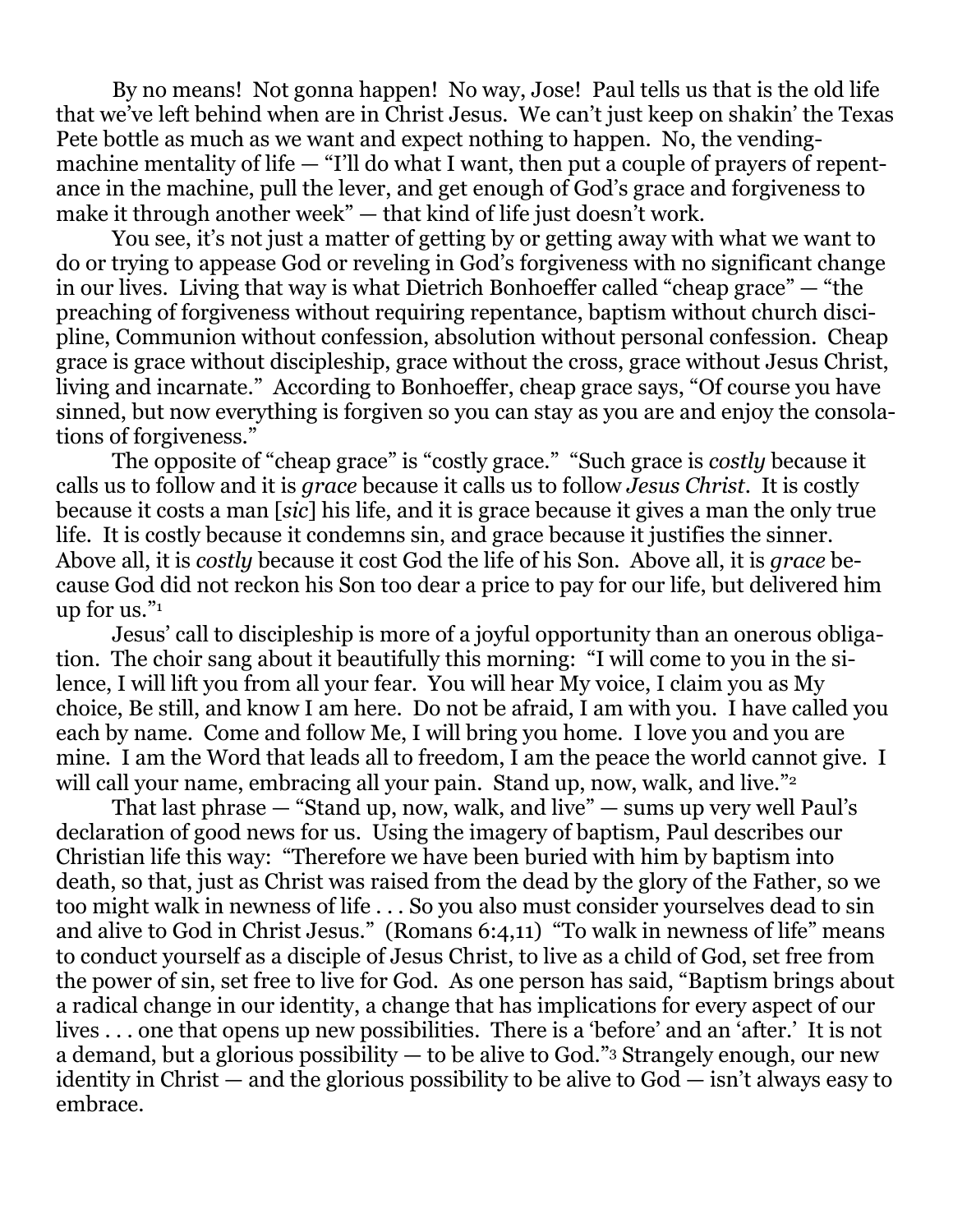By no means! Not gonna happen! No way, Jose! Paul tells us that is the old life that we've left behind when are in Christ Jesus. We can't just keep on shakin' the Texas Pete bottle as much as we want and expect nothing to happen. No, the vending-machine mentality of life — "I'll do what I want, then put a couple of prayers of repentance in the machine, pull the lever, and get enough of God's grace and forgiveness to make it through another week" — that kind of life just doesn't work.

You see, it's not just a matter of getting by or getting away with what we want to do or trying to appease God or reveling in God's forgiveness with no significant change in our lives. Living that way is what Dietrich Bonhoeffer called "cheap grace" — "the preaching of forgiveness without requiring repentance, baptism without church discipline, Communion without confession, absolution without personal confession. Cheap grace is grace without discipleship, grace without the cross, grace without Jesus Christ, living and incarnate." According to Bonhoeffer, cheap grace says, "Of course you have sinned, but now everything is forgiven so you can stay as you are and enjoy the consolations of forgiveness."

The opposite of "cheap grace" is "costly grace." "Such grace is *costly* because it calls us to follow and it is *grace* because it calls us to follow *Jesus Christ*. It is costly because it costs a man [*sic*] his life, and it is grace because it gives a man the only true life. It is costly because it condemns sin, and grace because it justifies the sinner. Above all, it is *costly* because it cost God the life of his Son. Above all, it is *grace* because God did not reckon his Son too dear a price to pay for our life, but delivered him up for us."[1]

Jesus' call to discipleship is more of a joyful opportunity than an onerous obligation. The choir sang about it beautifully this morning: "I will come to you in the silence, I will lift you from all your fear. You will hear My voice, I claim you as My choice, Be still, and know I am here. Do not be afraid, I am with you. I have called you each by name. Come and follow Me, I will bring you home. I love you and you are mine. I am the Word that leads all to freedom, I am the peace the world cannot give. I will call your name, embracing all your pain. Stand up, now, walk, and live."[2]

That last phrase — "Stand up, now, walk, and live" — sums up very well Paul's declaration of good news for us. Using the imagery of baptism, Paul describes our Christian life this way: "Therefore we have been buried with him by baptism into death, so that, just as Christ was raised from the dead by the glory of the Father, so we too might walk in newness of life . . . So you also must consider yourselves dead to sin and alive to God in Christ Jesus." (Romans 6:4,11) "To walk in newness of life" means to conduct yourself as a disciple of Jesus Christ, to live as a child of God, set free from the power of sin, set free to live for God. As one person has said, "Baptism brings about a radical change in our identity, a change that has implications for every aspect of our lives . . . one that opens up new possibilities. There is a 'before' and an 'after.' It is not a demand, but a glorious possibility — to be alive to God."[3] Strangely enough, our new identity in Christ — and the glorious possibility to be alive to God — isn't always easy to embrace.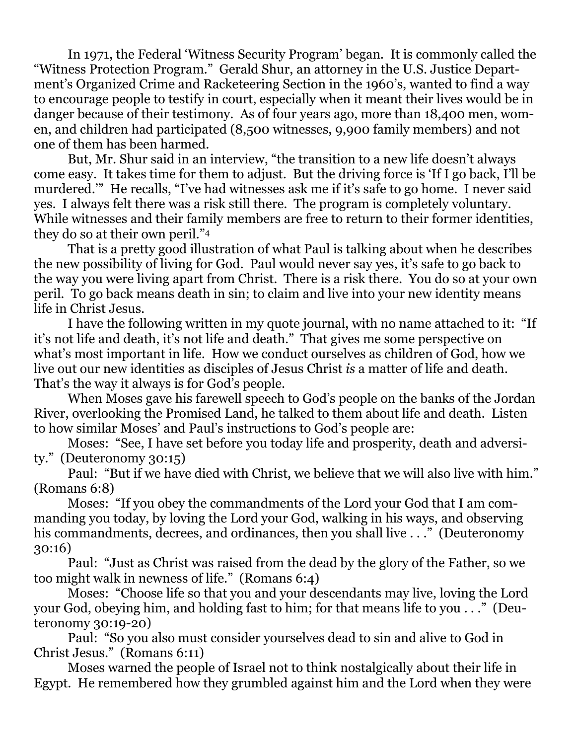In 1971, the Federal 'Witness Security Program' began. It is commonly called the "Witness Protection Program." Gerald Shur, an attorney in the U.S. Justice Department's Organized Crime and Racketeering Section in the 1960's, wanted to find a way to encourage people to testify in court, especially when it meant their lives would be in danger because of their testimony. As of four years ago, more than 18,400 men, women, and children had participated (8,500 witnesses, 9,900 family members) and not one of them has been harmed.

But, Mr. Shur said in an interview, "the transition to a new life doesn't always come easy. It takes time for them to adjust. But the driving force is 'If I go back, I'll be murdered.'" He recalls, "I've had witnesses ask me if it's safe to go home. I never said yes. I always felt there was a risk still there. The program is completely voluntary. While witnesses and their family members are free to return to their former identities, they do so at their own peril."[4]

That is a pretty good illustration of what Paul is talking about when he describes the new possibility of living for God. Paul would never say yes, it's safe to go back to the way you were living apart from Christ. There is a risk there. You do so at your own peril. To go back means death in sin; to claim and live into your new identity means life in Christ Jesus.

I have the following written in my quote journal, with no name attached to it: "If it's not life and death, it's not life and death." That gives me some perspective on what's most important in life. How we conduct ourselves as children of God, how we live out our new identities as disciples of Jesus Christ *is* a matter of life and death. That's the way it always is for God's people.

When Moses gave his farewell speech to God's people on the banks of the Jordan River, overlooking the Promised Land, he talked to them about life and death. Listen to how similar Moses' and Paul's instructions to God's people are:

Moses: "See, I have set before you today life and prosperity, death and adversity." (Deuteronomy 30:15)

Paul: "But if we have died with Christ, we believe that we will also live with him." (Romans 6:8)

Moses: "If you obey the commandments of the Lord your God that I am commanding you today, by loving the Lord your God, walking in his ways, and observing his commandments, decrees, and ordinances, then you shall live . . ." (Deuteronomy 30:16)

Paul: "Just as Christ was raised from the dead by the glory of the Father, so we too might walk in newness of life." (Romans 6:4)

Moses: "Choose life so that you and your descendants may live, loving the Lord your God, obeying him, and holding fast to him; for that means life to you . . ." (Deuteronomy 30:19-20)

Paul: "So you also must consider yourselves dead to sin and alive to God in Christ Jesus." (Romans 6:11)

Moses warned the people of Israel not to think nostalgically about their life in Egypt. He remembered how they grumbled against him and the Lord when they were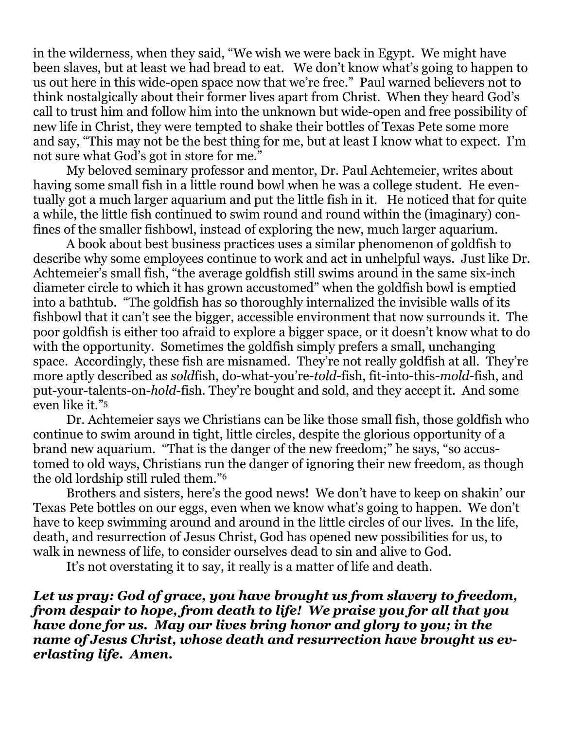in the wilderness, when they said, "We wish we were back in Egypt. We might have been slaves, but at least we had bread to eat. We don't know what's going to happen to us out here in this wide-open space now that we're free." Paul warned believers not to think nostalgically about their former lives apart from Christ. When they heard God's call to trust him and follow him into the unknown but wide-open and free possibility of new life in Christ, they were tempted to shake their bottles of Texas Pete some more and say, "This may not be the best thing for me, but at least I know what to expect. I'm not sure what God's got in store for me."

My beloved seminary professor and mentor, Dr. Paul Achtemeier, writes about having some small fish in a little round bowl when he was a college student. He eventually got a much larger aquarium and put the little fish in it. He noticed that for quite a while, the little fish continued to swim round and round within the (imaginary) confines of the smaller fishbowl, instead of exploring the new, much larger aquarium.

A book about best business practices uses a similar phenomenon of goldfish to describe why some employees continue to work and act in unhelpful ways. Just like Dr. Achtemeier's small fish, "the average goldfish still swims around in the same six-inch diameter circle to which it has grown accustomed" when the goldfish bowl is emptied into a bathtub. "The goldfish has so thoroughly internalized the invisible walls of its fishbowl that it can't see the bigger, accessible environment that now surrounds it. The poor goldfish is either too afraid to explore a bigger space, or it doesn't know what to do with the opportunity. Sometimes the goldfish simply prefers a small, unchanging space. Accordingly, these fish are misnamed. They're not really goldfish at all. They're more aptly described as *sold*fish, do-what-you're-*told*-fish, fit-into-this-*mold*-fish, and put-your-talents-on-*hold*-fish. They're bought and sold, and they accept it. And some even like it."[5]

Dr. Achtemeier says we Christians can be like those small fish, those goldfish who continue to swim around in tight, little circles, despite the glorious opportunity of a brand new aquarium. "That is the danger of the new freedom;" he says, "so accustomed to old ways, Christians run the danger of ignoring their new freedom, as though the old lordship still ruled them."[6]

Brothers and sisters, here's the good news! We don't have to keep on shakin' our Texas Pete bottles on our eggs, even when we know what's going to happen. We don't have to keep swimming around and around in the little circles of our lives. In the life, death, and resurrection of Jesus Christ, God has opened new possibilities for us, to walk in newness of life, to consider ourselves dead to sin and alive to God.

It's not overstating it to say, it really is a matter of life and death.

***Let us pray: God of grace, you have brought us from slavery to freedom, from despair to hope, from death to life! We praise you for all that you have done for us. May our lives bring honor and glory to you; in the name of Jesus Christ, whose death and resurrection have brought us everlasting life. Amen.***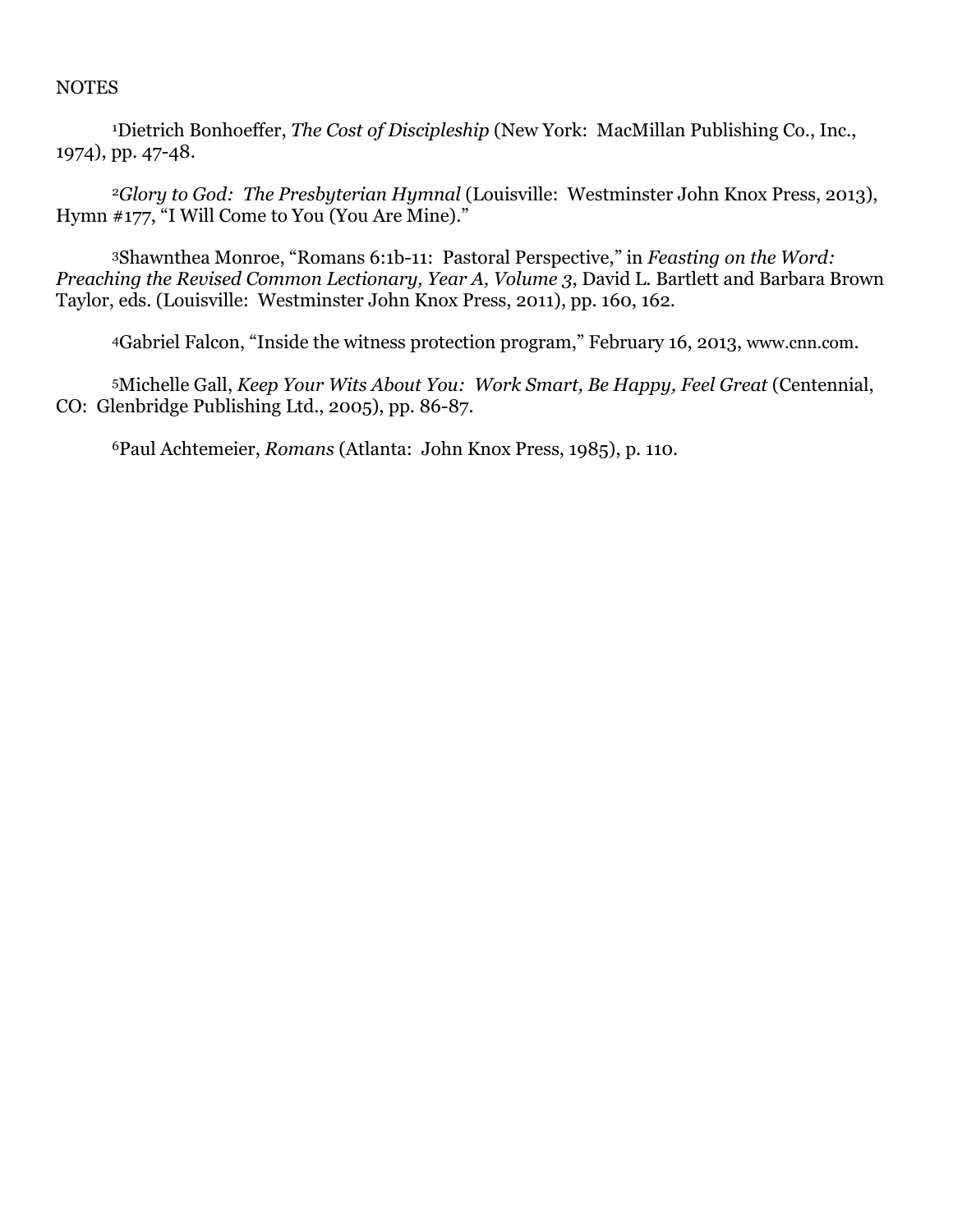NOTES

[1]Dietrich Bonhoeffer, *The Cost of Discipleship* (New York: MacMillan Publishing Co., Inc., 1974), pp. 47-48.

[2]*Glory to God: The Presbyterian Hymnal* (Louisville: Westminster John Knox Press, 2013), Hymn #177, "I Will Come to You (You Are Mine)."

[3]Shawnthea Monroe, "Romans 6:1b-11: Pastoral Perspective," in *Feasting on the Word: Preaching the Revised Common Lectionary, Year A, Volume 3*, David L. Bartlett and Barbara Brown Taylor, eds. (Louisville: Westminster John Knox Press, 2011), pp. 160, 162.

[4]Gabriel Falcon, "Inside the witness protection program," February 16, 2013, www.cnn.com.

[5]Michelle Gall, *Keep Your Wits About You: Work Smart, Be Happy, Feel Great* (Centennial, CO: Glenbridge Publishing Ltd., 2005), pp. 86-87.

[6]Paul Achtemeier, *Romans* (Atlanta: John Knox Press, 1985), p. 110.